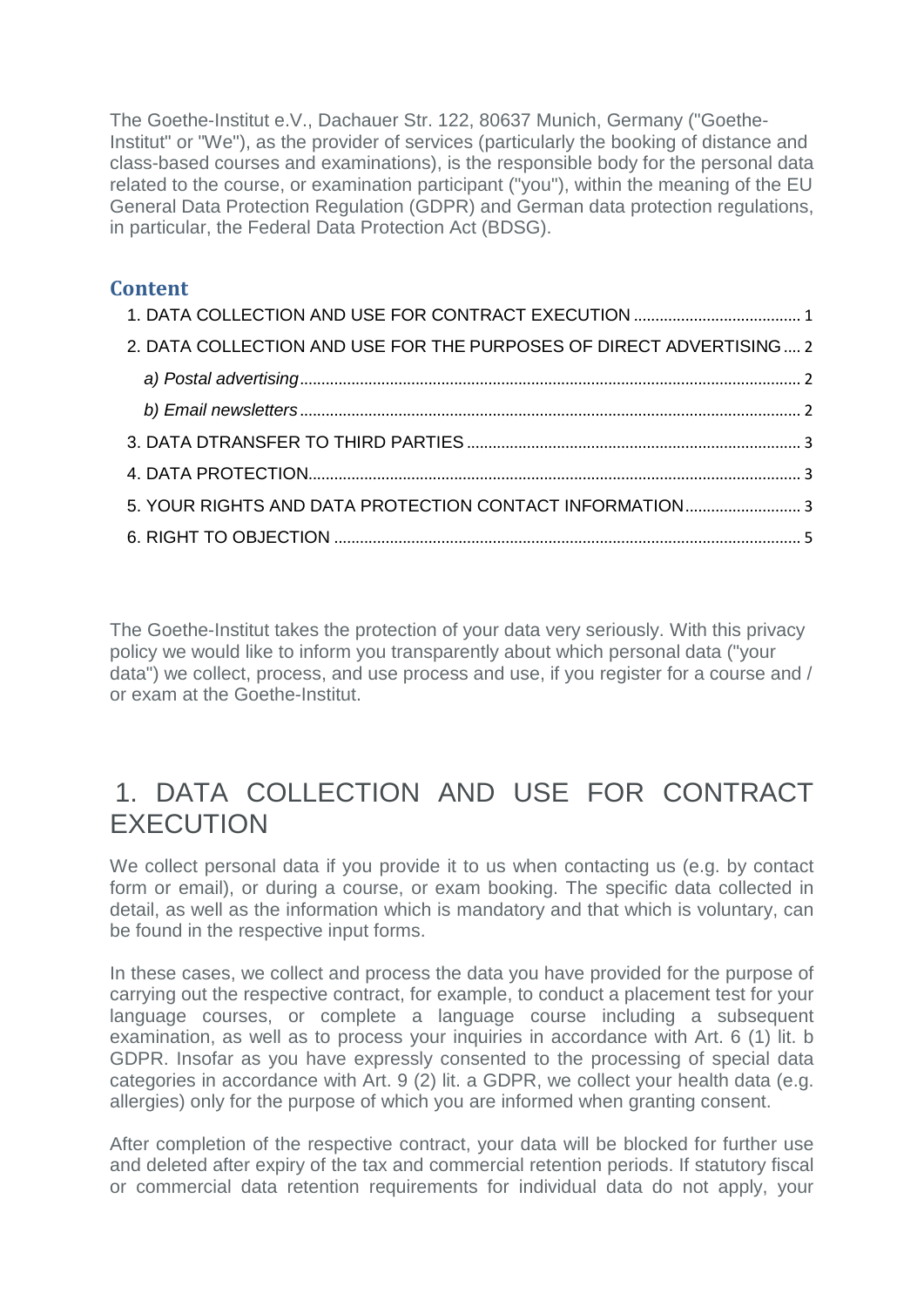The Goethe-Institut e.V., Dachauer Str. 122, 80637 Munich, Germany ("Goethe-Institut" or "We"), as the provider of services (particularly the booking of distance and class-based courses and examinations), is the responsible body for the personal data related to the course, or examination participant ("you"), within the meaning of the EU General Data Protection Regulation (GDPR) and German data protection regulations, in particular, the Federal Data Protection Act (BDSG).

## Content

1. DATA COLLECTION AND USE FOR CONTRACT EXECUTION ....................................... 1
2. DATA COLLECTION AND USE FOR THE PURPOSES OF DIRECT ADVERTISING .... 2
   - *a) Postal advertising* .................................................................................................... 2
   - *b) Email newsletters* ..................................................................................................... 2
3. DATA DTRANSFER TO THIRD PARTIES .............................................................................. 3
4. DATA PROTECTION.................................................................................................................. 3
5. YOUR RIGHTS AND DATA PROTECTION CONTACT INFORMATION........................... 3
6. RIGHT TO OBJECTION ............................................................................................................ 5

The Goethe-Institut takes the protection of your data very seriously. With this privacy policy we would like to inform you transparently about which personal data ("your data") we collect, process, and use process and use, if you register for a course and / or exam at the Goethe-Institut.

# 1. DATA COLLECTION AND USE FOR CONTRACT EXECUTION

We collect personal data if you provide it to us when contacting us (e.g. by contact form or email), or during a course, or exam booking. The specific data collected in detail, as well as the information which is mandatory and that which is voluntary, can be found in the respective input forms.

In these cases, we collect and process the data you have provided for the purpose of carrying out the respective contract, for example, to conduct a placement test for your language courses, or complete a language course including a subsequent examination, as well as to process your inquiries in accordance with Art. 6 (1) lit. b GDPR. Insofar as you have expressly consented to the processing of special data categories in accordance with Art. 9 (2) lit. a GDPR, we collect your health data (e.g. allergies) only for the purpose of which you are informed when granting consent.

After completion of the respective contract, your data will be blocked for further use and deleted after expiry of the tax and commercial retention periods. If statutory fiscal or commercial data retention requirements for individual data do not apply, your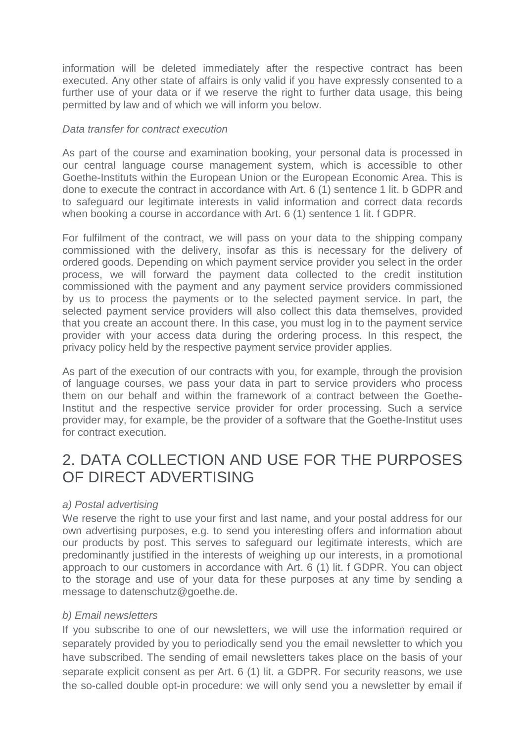information will be deleted immediately after the respective contract has been executed. Any other state of affairs is only valid if you have expressly consented to a further use of your data or if we reserve the right to further data usage, this being permitted by law and of which we will inform you below.

*Data transfer for contract execution*

As part of the course and examination booking, your personal data is processed in our central language course management system, which is accessible to other Goethe-Instituts within the European Union or the European Economic Area. This is done to execute the contract in accordance with Art. 6 (1) sentence 1 lit. b GDPR and to safeguard our legitimate interests in valid information and correct data records when booking a course in accordance with Art. 6 (1) sentence 1 lit. f GDPR.

For fulfilment of the contract, we will pass on your data to the shipping company commissioned with the delivery, insofar as this is necessary for the delivery of ordered goods. Depending on which payment service provider you select in the order process, we will forward the payment data collected to the credit institution commissioned with the payment and any payment service providers commissioned by us to process the payments or to the selected payment service. In part, the selected payment service providers will also collect this data themselves, provided that you create an account there. In this case, you must log in to the payment service provider with your access data during the ordering process. In this respect, the privacy policy held by the respective payment service provider applies.

As part of the execution of our contracts with you, for example, through the provision of language courses, we pass your data in part to service providers who process them on our behalf and within the framework of a contract between the Goethe-Institut and the respective service provider for order processing. Such a service provider may, for example, be the provider of a software that the Goethe-Institut uses for contract execution.

## 2. DATA COLLECTION AND USE FOR THE PURPOSES OF DIRECT ADVERTISING

*a) Postal advertising*

We reserve the right to use your first and last name, and your postal address for our own advertising purposes, e.g. to send you interesting offers and information about our products by post. This serves to safeguard our legitimate interests, which are predominantly justified in the interests of weighing up our interests, in a promotional approach to our customers in accordance with Art. 6 (1) lit. f GDPR. You can object to the storage and use of your data for these purposes at any time by sending a message to datenschutz@goethe.de.

*b) Email newsletters*

If you subscribe to one of our newsletters, we will use the information required or separately provided by you to periodically send you the email newsletter to which you have subscribed. The sending of email newsletters takes place on the basis of your separate explicit consent as per Art. 6 (1) lit. a GDPR. For security reasons, we use the so-called double opt-in procedure: we will only send you a newsletter by email if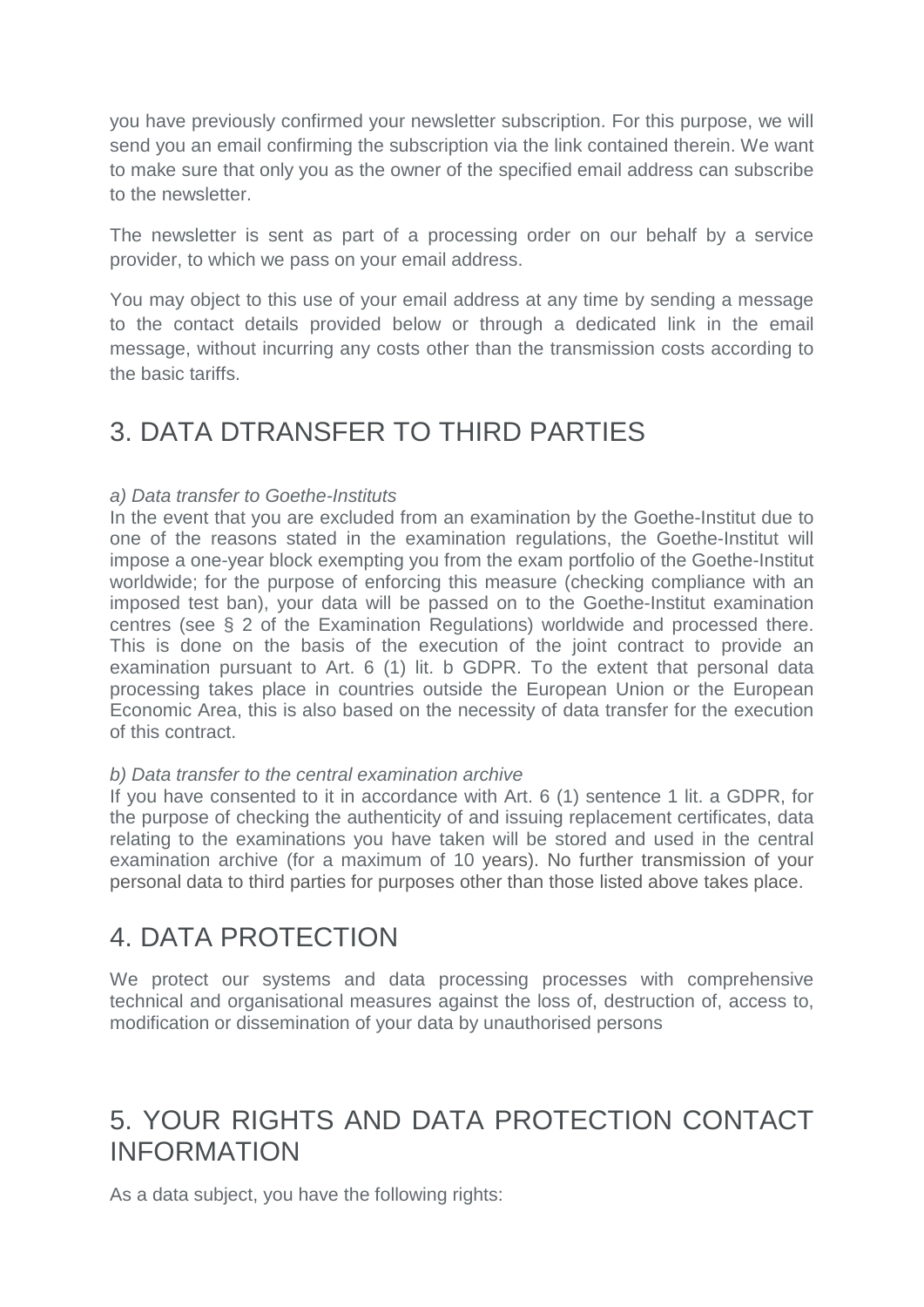you have previously confirmed your newsletter subscription. For this purpose, we will send you an email confirming the subscription via the link contained therein. We want to make sure that only you as the owner of the specified email address can subscribe to the newsletter.

The newsletter is sent as part of a processing order on our behalf by a service provider, to which we pass on your email address.

You may object to this use of your email address at any time by sending a message to the contact details provided below or through a dedicated link in the email message, without incurring any costs other than the transmission costs according to the basic tariffs.

## 3. DATA DTRANSFER TO THIRD PARTIES

*a) Data transfer to Goethe-Instituts*
In the event that you are excluded from an examination by the Goethe-Institut due to one of the reasons stated in the examination regulations, the Goethe-Institut will impose a one-year block exempting you from the exam portfolio of the Goethe-Institut worldwide; for the purpose of enforcing this measure (checking compliance with an imposed test ban), your data will be passed on to the Goethe-Institut examination centres (see § 2 of the Examination Regulations) worldwide and processed there. This is done on the basis of the execution of the joint contract to provide an examination pursuant to Art. 6 (1) lit. b GDPR. To the extent that personal data processing takes place in countries outside the European Union or the European Economic Area, this is also based on the necessity of data transfer for the execution of this contract.

*b) Data transfer to the central examination archive*
If you have consented to it in accordance with Art. 6 (1) sentence 1 lit. a GDPR, for the purpose of checking the authenticity of and issuing replacement certificates, data relating to the examinations you have taken will be stored and used in the central examination archive (for a maximum of 10 years). No further transmission of your personal data to third parties for purposes other than those listed above takes place.

## 4. DATA PROTECTION

We protect our systems and data processing processes with comprehensive technical and organisational measures against the loss of, destruction of, access to, modification or dissemination of your data by unauthorised persons

## 5. YOUR RIGHTS AND DATA PROTECTION CONTACT INFORMATION

As a data subject, you have the following rights: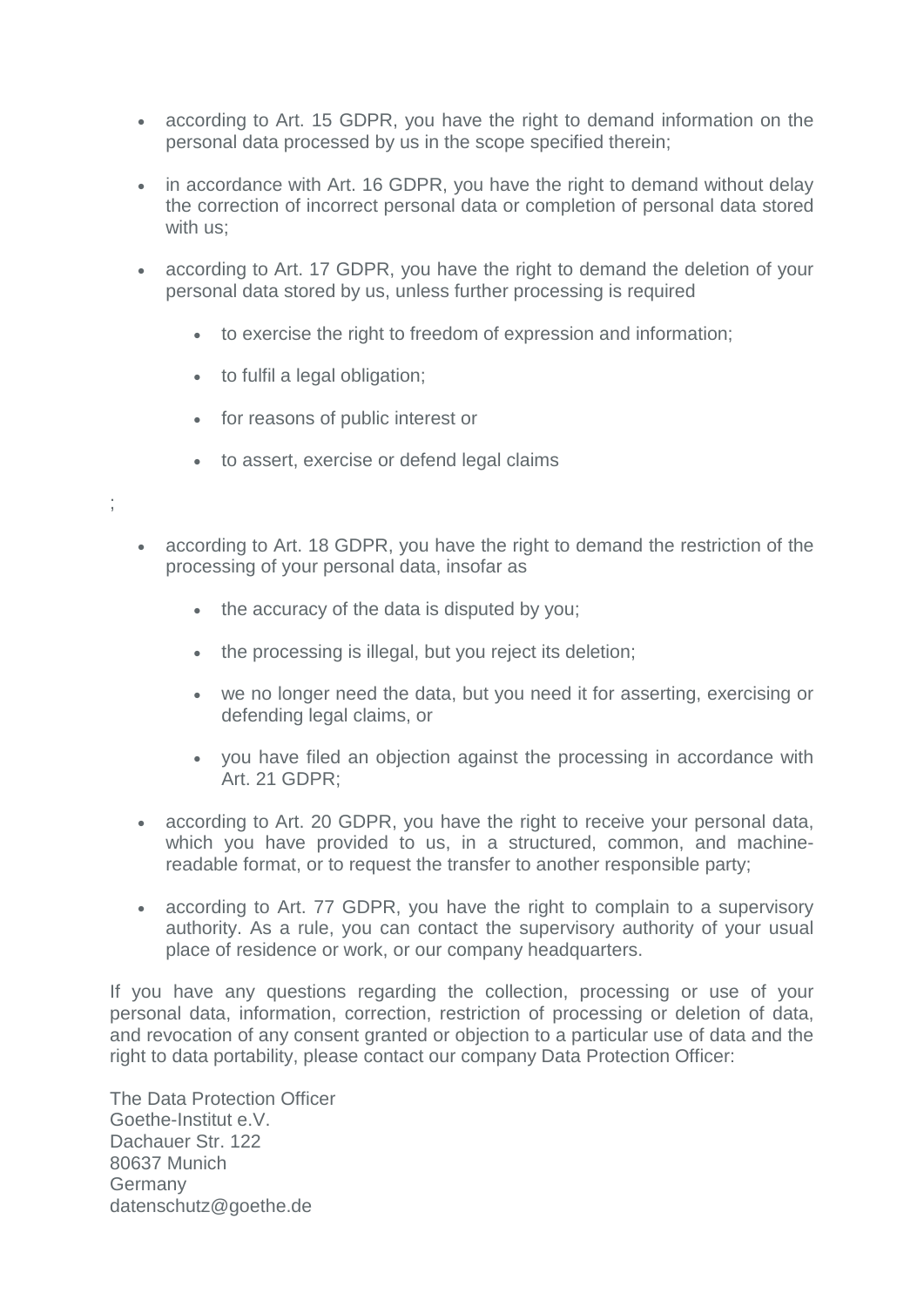- according to Art. 15 GDPR, you have the right to demand information on the personal data processed by us in the scope specified therein;
- in accordance with Art. 16 GDPR, you have the right to demand without delay the correction of incorrect personal data or completion of personal data stored with us;
- according to Art. 17 GDPR, you have the right to demand the deletion of your personal data stored by us, unless further processing is required
    - to exercise the right to freedom of expression and information;
    - to fulfil a legal obligation;
    - for reasons of public interest or
    - to assert, exercise or defend legal claims

;

- according to Art. 18 GDPR, you have the right to demand the restriction of the processing of your personal data, insofar as
    - the accuracy of the data is disputed by you;
    - the processing is illegal, but you reject its deletion;
    - we no longer need the data, but you need it for asserting, exercising or defending legal claims, or
    - you have filed an objection against the processing in accordance with Art. 21 GDPR;
- according to Art. 20 GDPR, you have the right to receive your personal data, which you have provided to us, in a structured, common, and machine-readable format, or to request the transfer to another responsible party;
- according to Art. 77 GDPR, you have the right to complain to a supervisory authority. As a rule, you can contact the supervisory authority of your usual place of residence or work, or our company headquarters.

If you have any questions regarding the collection, processing or use of your personal data, information, correction, restriction of processing or deletion of data, and revocation of any consent granted or objection to a particular use of data and the right to data portability, please contact our company Data Protection Officer:

The Data Protection Officer
Goethe-Institut e.V.
Dachauer Str. 122
80637 Munich
Germany
datenschutz@goethe.de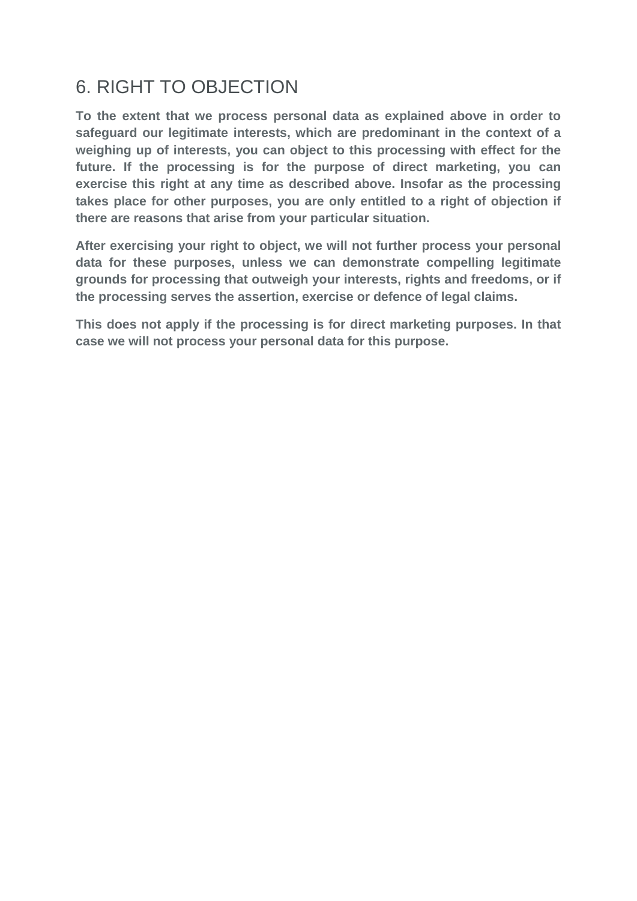## 6. RIGHT TO OBJECTION

**To the extent that we process personal data as explained above in order to safeguard our legitimate interests, which are predominant in the context of a weighing up of interests, you can object to this processing with effect for the future. If the processing is for the purpose of direct marketing, you can exercise this right at any time as described above. Insofar as the processing takes place for other purposes, you are only entitled to a right of objection if there are reasons that arise from your particular situation.**

**After exercising your right to object, we will not further process your personal data for these purposes, unless we can demonstrate compelling legitimate grounds for processing that outweigh your interests, rights and freedoms, or if the processing serves the assertion, exercise or defence of legal claims.**

**This does not apply if the processing is for direct marketing purposes. In that case we will not process your personal data for this purpose.**